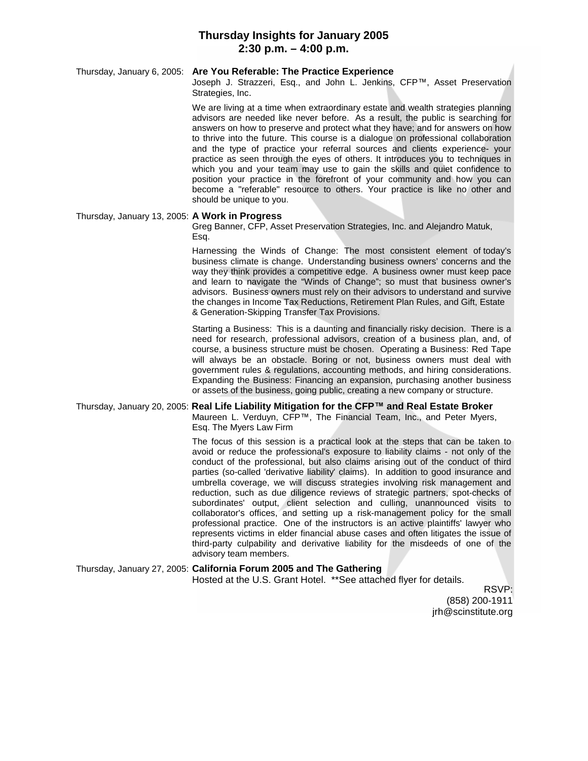# Thursday Insights for January 2005
## 2:30 p.m. – 4:00 p.m.

Thursday, January 6, 2005: **Are You Referable: The Practice Experience**

Joseph J. Strazzeri, Esq., and John L. Jenkins, CFP™, Asset Preservation Strategies, Inc.

We are living at a time when extraordinary estate and wealth strategies planning advisors are needed like never before. As a result, the public is searching for answers on how to preserve and protect what they have; and for answers on how to thrive into the future. This course is a dialogue on professional collaboration and the type of practice your referral sources and clients experience- your practice as seen through the eyes of others. It introduces you to techniques in which you and your team may use to gain the skills and quiet confidence to position your practice in the forefront of your community and how you can become a "referable" resource to others. Your practice is like no other and should be unique to you.

Thursday, January 13, 2005: **A Work in Progress**

Greg Banner, CFP, Asset Preservation Strategies, Inc. and Alejandro Matuk, Esq.

Harnessing the Winds of Change: The most consistent element of today's business climate is change. Understanding business owners' concerns and the way they think provides a competitive edge. A business owner must keep pace and learn to navigate the "Winds of Change"; so must that business owner's advisors. Business owners must rely on their advisors to understand and survive the changes in Income Tax Reductions, Retirement Plan Rules, and Gift, Estate & Generation-Skipping Transfer Tax Provisions.

Starting a Business: This is a daunting and financially risky decision. There is a need for research, professional advisors, creation of a business plan, and, of course, a business structure must be chosen. Operating a Business: Red Tape will always be an obstacle. Boring or not, business owners must deal with government rules & regulations, accounting methods, and hiring considerations. Expanding the Business: Financing an expansion, purchasing another business or assets of the business, going public, creating a new company or structure.

Thursday, January 20, 2005: **Real Life Liability Mitigation for the CFP™ and Real Estate Broker**

Maureen L. Verduyn, CFP™, The Financial Team, Inc., and Peter Myers, Esq. The Myers Law Firm

The focus of this session is a practical look at the steps that can be taken to avoid or reduce the professional's exposure to liability claims - not only of the conduct of the professional, but also claims arising out of the conduct of third parties (so-called 'derivative liability' claims). In addition to good insurance and umbrella coverage, we will discuss strategies involving risk management and reduction, such as due diligence reviews of strategic partners, spot-checks of subordinates' output, client selection and culling, unannounced visits to collaborator's offices, and setting up a risk-management policy for the small professional practice. One of the instructors is an active plaintiffs' lawyer who represents victims in elder financial abuse cases and often litigates the issue of third-party culpability and derivative liability for the misdeeds of one of the advisory team members.

Thursday, January 27, 2005: **California Forum 2005 and The Gathering**

Hosted at the U.S. Grant Hotel. **See attached flyer for details.

RSVP:
(858) 200-1911
jrh@scinstitute.org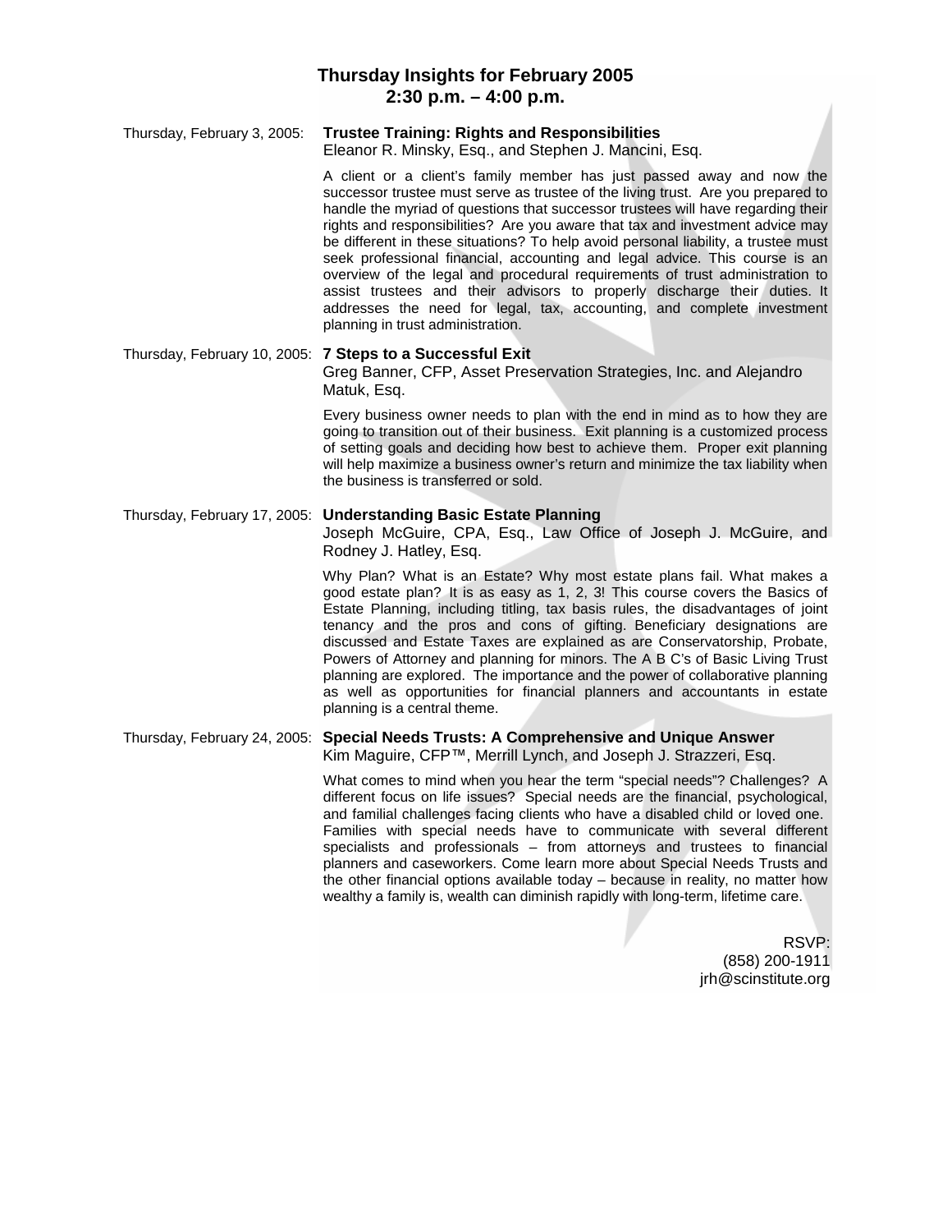# Thursday Insights for February 2005
## 2:30 p.m. – 4:00 p.m.

Thursday, February 3, 2005: **Trustee Training: Rights and Responsibilities**
Eleanor R. Minsky, Esq., and Stephen J. Mancini, Esq.

A client or a client's family member has just passed away and now the successor trustee must serve as trustee of the living trust. Are you prepared to handle the myriad of questions that successor trustees will have regarding their rights and responsibilities? Are you aware that tax and investment advice may be different in these situations? To help avoid personal liability, a trustee must seek professional financial, accounting and legal advice. This course is an overview of the legal and procedural requirements of trust administration to assist trustees and their advisors to properly discharge their duties. It addresses the need for legal, tax, accounting, and complete investment planning in trust administration.

Thursday, February 10, 2005: **7 Steps to a Successful Exit**
Greg Banner, CFP, Asset Preservation Strategies, Inc. and Alejandro Matuk, Esq.

Every business owner needs to plan with the end in mind as to how they are going to transition out of their business. Exit planning is a customized process of setting goals and deciding how best to achieve them. Proper exit planning will help maximize a business owner's return and minimize the tax liability when the business is transferred or sold.

Thursday, February 17, 2005: **Understanding Basic Estate Planning**
Joseph McGuire, CPA, Esq., Law Office of Joseph J. McGuire, and Rodney J. Hatley, Esq.

Why Plan? What is an Estate? Why most estate plans fail. What makes a good estate plan? It is as easy as 1, 2, 3! This course covers the Basics of Estate Planning, including titling, tax basis rules, the disadvantages of joint tenancy and the pros and cons of gifting. Beneficiary designations are discussed and Estate Taxes are explained as are Conservatorship, Probate, Powers of Attorney and planning for minors. The A B C's of Basic Living Trust planning are explored. The importance and the power of collaborative planning as well as opportunities for financial planners and accountants in estate planning is a central theme.

Thursday, February 24, 2005: **Special Needs Trusts: A Comprehensive and Unique Answer**
Kim Maguire, CFP™, Merrill Lynch, and Joseph J. Strazzeri, Esq.

What comes to mind when you hear the term "special needs"? Challenges? A different focus on life issues? Special needs are the financial, psychological, and familial challenges facing clients who have a disabled child or loved one. Families with special needs have to communicate with several different specialists and professionals – from attorneys and trustees to financial planners and caseworkers. Come learn more about Special Needs Trusts and the other financial options available today – because in reality, no matter how wealthy a family is, wealth can diminish rapidly with long-term, lifetime care.

RSVP:
(858) 200-1911
jrh@scinstitute.org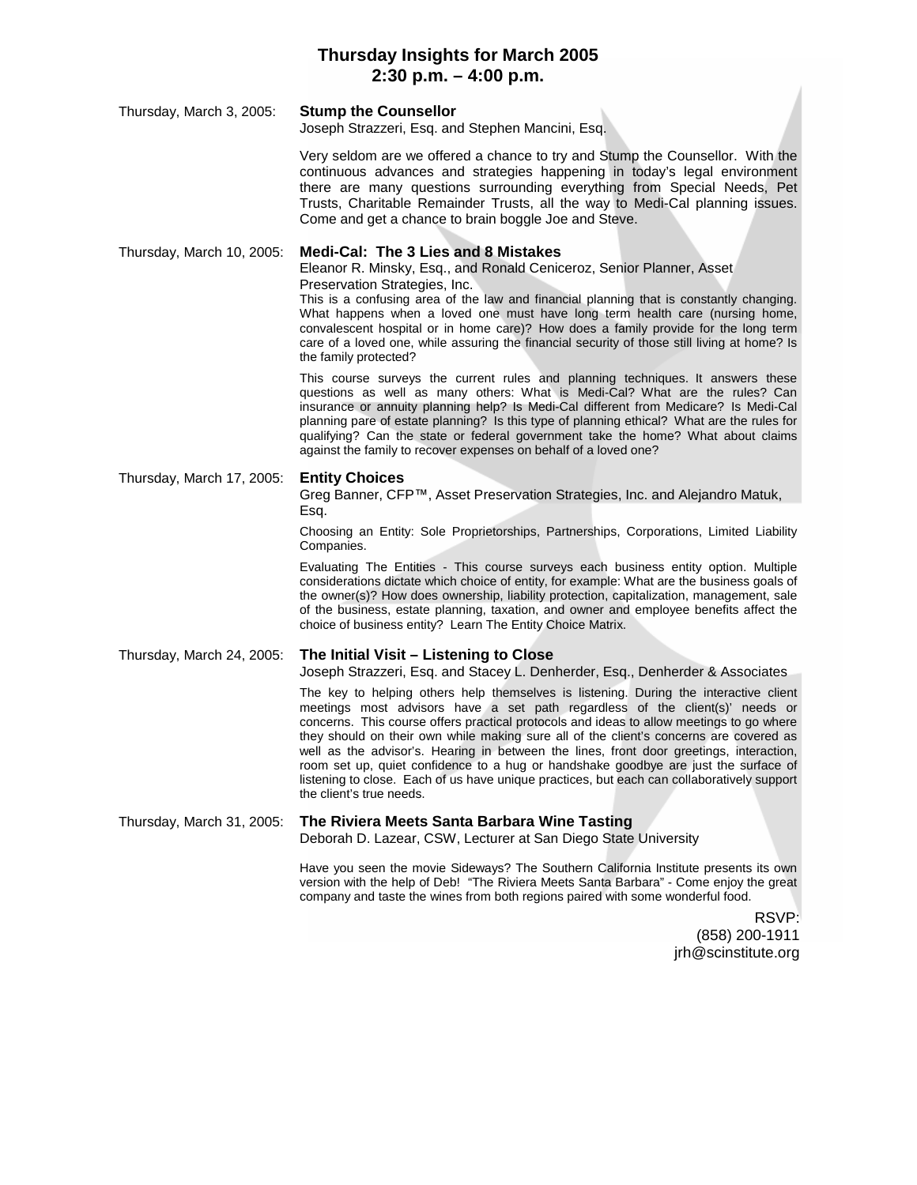# Thursday Insights for March 2005
## 2:30 p.m. – 4:00 p.m.

**Thursday, March 3, 2005: Stump the Counsellor**

Joseph Strazzeri, Esq. and Stephen Mancini, Esq.

Very seldom are we offered a chance to try and Stump the Counsellor. With the continuous advances and strategies happening in today's legal environment there are many questions surrounding everything from Special Needs, Pet Trusts, Charitable Remainder Trusts, all the way to Medi-Cal planning issues. Come and get a chance to brain boggle Joe and Steve.

**Thursday, March 10, 2005: Medi-Cal: The 3 Lies and 8 Mistakes**

Eleanor R. Minsky, Esq., and Ronald Ceniceroz, Senior Planner, Asset Preservation Strategies, Inc.

This is a confusing area of the law and financial planning that is constantly changing. What happens when a loved one must have long term health care (nursing home, convalescent hospital or in home care)? How does a family provide for the long term care of a loved one, while assuring the financial security of those still living at home? Is the family protected?

This course surveys the current rules and planning techniques. It answers these questions as well as many others: What is Medi-Cal? What are the rules? Can insurance or annuity planning help? Is Medi-Cal different from Medicare? Is Medi-Cal planning pare of estate planning? Is this type of planning ethical? What are the rules for qualifying? Can the state or federal government take the home? What about claims against the family to recover expenses on behalf of a loved one?

**Thursday, March 17, 2005: Entity Choices**

Greg Banner, CFP™, Asset Preservation Strategies, Inc. and Alejandro Matuk, Esq.

Choosing an Entity: Sole Proprietorships, Partnerships, Corporations, Limited Liability Companies.

Evaluating The Entities - This course surveys each business entity option. Multiple considerations dictate which choice of entity, for example: What are the business goals of the owner(s)? How does ownership, liability protection, capitalization, management, sale of the business, estate planning, taxation, and owner and employee benefits affect the choice of business entity? Learn The Entity Choice Matrix.

**Thursday, March 24, 2005: The Initial Visit – Listening to Close**

Joseph Strazzeri, Esq. and Stacey L. Denherder, Esq., Denherder & Associates

The key to helping others help themselves is listening. During the interactive client meetings most advisors have a set path regardless of the client(s)' needs or concerns. This course offers practical protocols and ideas to allow meetings to go where they should on their own while making sure all of the client's concerns are covered as well as the advisor's. Hearing in between the lines, front door greetings, interaction, room set up, quiet confidence to a hug or handshake goodbye are just the surface of listening to close. Each of us have unique practices, but each can collaboratively support the client's true needs.

**Thursday, March 31, 2005: The Riviera Meets Santa Barbara Wine Tasting**

Deborah D. Lazear, CSW, Lecturer at San Diego State University

Have you seen the movie Sideways? The Southern California Institute presents its own version with the help of Deb! "The Riviera Meets Santa Barbara" - Come enjoy the great company and taste the wines from both regions paired with some wonderful food.

RSVP:
(858) 200-1911
jrh@scinstitute.org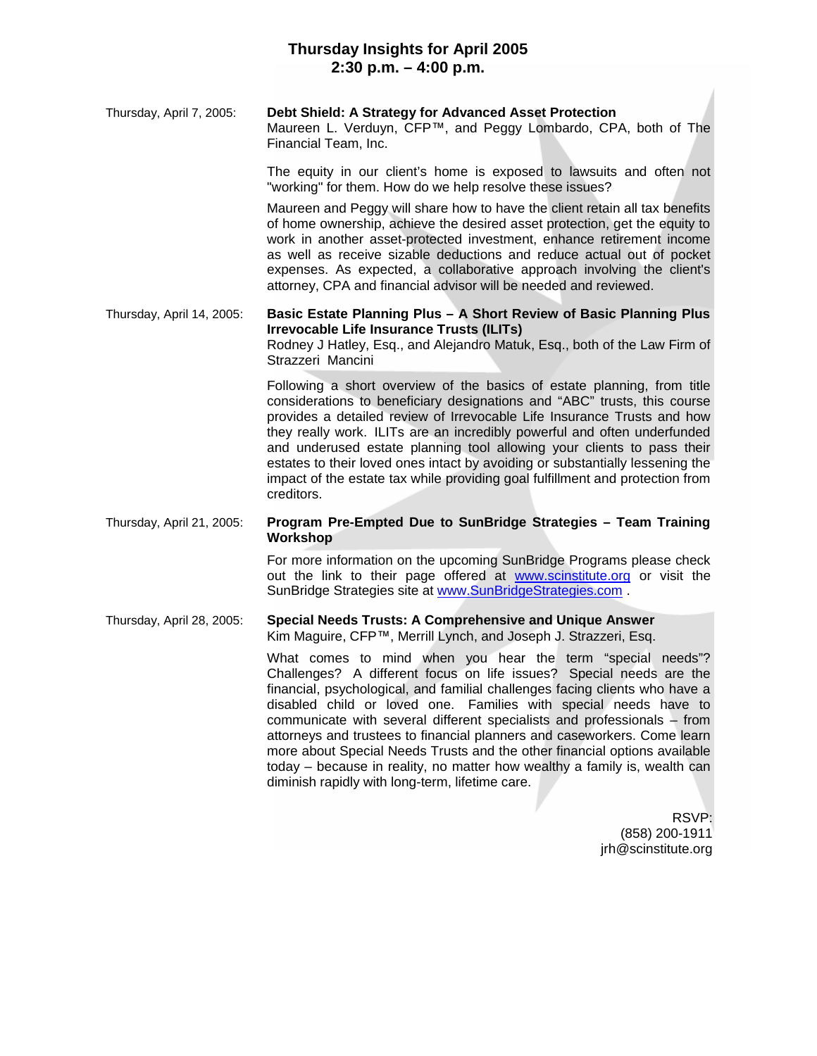## Thursday Insights for April 2005
## 2:30 p.m. – 4:00 p.m.

**Thursday, April 7, 2005:**

**Debt Shield: A Strategy for Advanced Asset Protection**
Maureen L. Verduyn, CFP™, and Peggy Lombardo, CPA, both of The Financial Team, Inc.

The equity in our client's home is exposed to lawsuits and often not "working" for them. How do we help resolve these issues?

Maureen and Peggy will share how to have the client retain all tax benefits of home ownership, achieve the desired asset protection, get the equity to work in another asset-protected investment, enhance retirement income as well as receive sizable deductions and reduce actual out of pocket expenses. As expected, a collaborative approach involving the client's attorney, CPA and financial advisor will be needed and reviewed.

**Thursday, April 14, 2005:**

**Basic Estate Planning Plus – A Short Review of Basic Planning Plus Irrevocable Life Insurance Trusts (ILITs)**
Rodney J Hatley, Esq., and Alejandro Matuk, Esq., both of the Law Firm of Strazzeri Mancini

Following a short overview of the basics of estate planning, from title considerations to beneficiary designations and "ABC" trusts, this course provides a detailed review of Irrevocable Life Insurance Trusts and how they really work. ILITs are an incredibly powerful and often underfunded and underused estate planning tool allowing your clients to pass their estates to their loved ones intact by avoiding or substantially lessening the impact of the estate tax while providing goal fulfillment and protection from creditors.

**Thursday, April 21, 2005:**

**Program Pre-Empted Due to SunBridge Strategies – Team Training Workshop**

For more information on the upcoming SunBridge Programs please check out the link to their page offered at www.scinstitute.org or visit the SunBridge Strategies site at www.SunBridgeStrategies.com .

**Thursday, April 28, 2005:**

**Special Needs Trusts: A Comprehensive and Unique Answer**
Kim Maguire, CFP™, Merrill Lynch, and Joseph J. Strazzeri, Esq.

What comes to mind when you hear the term "special needs"? Challenges? A different focus on life issues? Special needs are the financial, psychological, and familial challenges facing clients who have a disabled child or loved one. Families with special needs have to communicate with several different specialists and professionals – from attorneys and trustees to financial planners and caseworkers. Come learn more about Special Needs Trusts and the other financial options available today – because in reality, no matter how wealthy a family is, wealth can diminish rapidly with long-term, lifetime care.

RSVP:
(858) 200-1911
jrh@scinstitute.org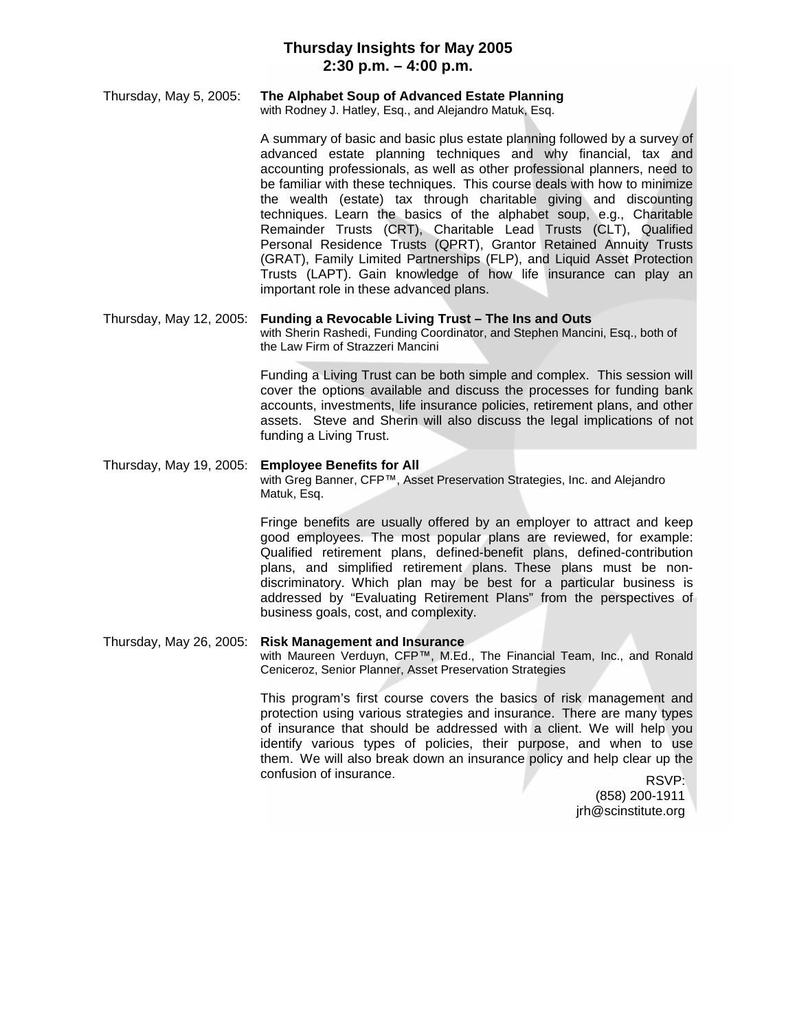## Thursday Insights for May 2005
## 2:30 p.m. – 4:00 p.m.

Thursday, May 5, 2005: **The Alphabet Soup of Advanced Estate Planning**
with Rodney J. Hatley, Esq., and Alejandro Matuk, Esq.

A summary of basic and basic plus estate planning followed by a survey of advanced estate planning techniques and why financial, tax and accounting professionals, as well as other professional planners, need to be familiar with these techniques. This course deals with how to minimize the wealth (estate) tax through charitable giving and discounting techniques. Learn the basics of the alphabet soup, e.g., Charitable Remainder Trusts (CRT), Charitable Lead Trusts (CLT), Qualified Personal Residence Trusts (QPRT), Grantor Retained Annuity Trusts (GRAT), Family Limited Partnerships (FLP), and Liquid Asset Protection Trusts (LAPT). Gain knowledge of how life insurance can play an important role in these advanced plans.

Thursday, May 12, 2005: **Funding a Revocable Living Trust – The Ins and Outs**
with Sherin Rashedi, Funding Coordinator, and Stephen Mancini, Esq., both of the Law Firm of Strazzeri Mancini

Funding a Living Trust can be both simple and complex. This session will cover the options available and discuss the processes for funding bank accounts, investments, life insurance policies, retirement plans, and other assets. Steve and Sherin will also discuss the legal implications of not funding a Living Trust.

Thursday, May 19, 2005: **Employee Benefits for All**
with Greg Banner, CFP™, Asset Preservation Strategies, Inc. and Alejandro Matuk, Esq.

Fringe benefits are usually offered by an employer to attract and keep good employees. The most popular plans are reviewed, for example: Qualified retirement plans, defined-benefit plans, defined-contribution plans, and simplified retirement plans. These plans must be non-discriminatory. Which plan may be best for a particular business is addressed by "Evaluating Retirement Plans" from the perspectives of business goals, cost, and complexity.

Thursday, May 26, 2005: **Risk Management and Insurance**
with Maureen Verduyn, CFP™, M.Ed., The Financial Team, Inc., and Ronald Ceniceroz, Senior Planner, Asset Preservation Strategies

This program's first course covers the basics of risk management and protection using various strategies and insurance. There are many types of insurance that should be addressed with a client. We will help you identify various types of policies, their purpose, and when to use them. We will also break down an insurance policy and help clear up the confusion of insurance.

RSVP:
(858) 200-1911
jrh@scinstitute.org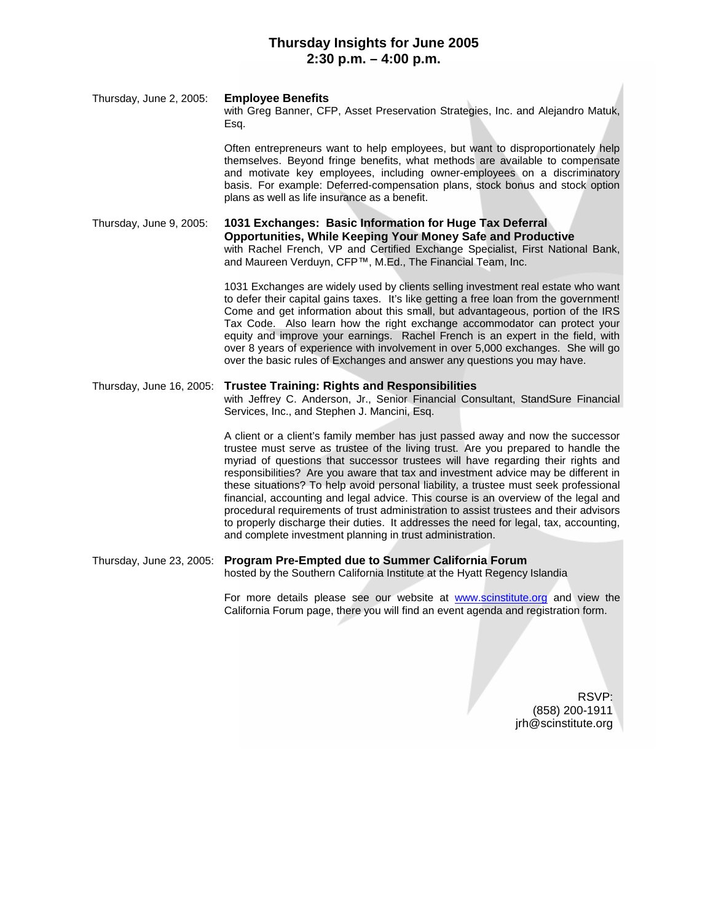# Thursday Insights for June 2005
## 2:30 p.m. – 4:00 p.m.

Thursday, June 2, 2005: **Employee Benefits**
with Greg Banner, CFP, Asset Preservation Strategies, Inc. and Alejandro Matuk, Esq.

Often entrepreneurs want to help employees, but want to disproportionately help themselves. Beyond fringe benefits, what methods are available to compensate and motivate key employees, including owner-employees on a discriminatory basis. For example: Deferred-compensation plans, stock bonus and stock option plans as well as life insurance as a benefit.

Thursday, June 9, 2005: **1031 Exchanges: Basic Information for Huge Tax Deferral Opportunities, While Keeping Your Money Safe and Productive**
with Rachel French, VP and Certified Exchange Specialist, First National Bank, and Maureen Verduyn, CFP™, M.Ed., The Financial Team, Inc.

1031 Exchanges are widely used by clients selling investment real estate who want to defer their capital gains taxes. It's like getting a free loan from the government! Come and get information about this small, but advantageous, portion of the IRS Tax Code. Also learn how the right exchange accommodator can protect your equity and improve your earnings. Rachel French is an expert in the field, with over 8 years of experience with involvement in over 5,000 exchanges. She will go over the basic rules of Exchanges and answer any questions you may have.

Thursday, June 16, 2005: **Trustee Training: Rights and Responsibilities**
with Jeffrey C. Anderson, Jr., Senior Financial Consultant, StandSure Financial Services, Inc., and Stephen J. Mancini, Esq.

A client or a client's family member has just passed away and now the successor trustee must serve as trustee of the living trust. Are you prepared to handle the myriad of questions that successor trustees will have regarding their rights and responsibilities? Are you aware that tax and investment advice may be different in these situations? To help avoid personal liability, a trustee must seek professional financial, accounting and legal advice. This course is an overview of the legal and procedural requirements of trust administration to assist trustees and their advisors to properly discharge their duties. It addresses the need for legal, tax, accounting, and complete investment planning in trust administration.

Thursday, June 23, 2005: **Program Pre-Empted due to Summer California Forum**
hosted by the Southern California Institute at the Hyatt Regency Islandia

For more details please see our website at www.scinstitute.org and view the California Forum page, there you will find an event agenda and registration form.

RSVP:
(858) 200-1911
jrh@scinstitute.org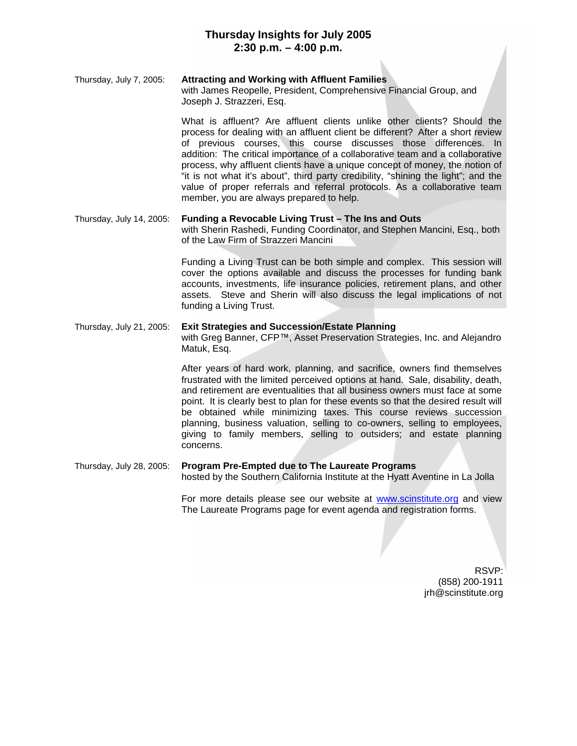## Thursday Insights for July 2005
## 2:30 p.m. – 4:00 p.m.

Thursday, July 7, 2005: **Attracting and Working with Affluent Families**
with James Reopelle, President, Comprehensive Financial Group, and Joseph J. Strazzeri, Esq.

What is affluent? Are affluent clients unlike other clients? Should the process for dealing with an affluent client be different? After a short review of previous courses, this course discusses those differences. In addition: The critical importance of a collaborative team and a collaborative process, why affluent clients have a unique concept of money, the notion of "it is not what it's about", third party credibility, "shining the light"; and the value of proper referrals and referral protocols. As a collaborative team member, you are always prepared to help.

Thursday, July 14, 2005: **Funding a Revocable Living Trust – The Ins and Outs**
with Sherin Rashedi, Funding Coordinator, and Stephen Mancini, Esq., both of the Law Firm of Strazzeri Mancini

Funding a Living Trust can be both simple and complex. This session will cover the options available and discuss the processes for funding bank accounts, investments, life insurance policies, retirement plans, and other assets. Steve and Sherin will also discuss the legal implications of not funding a Living Trust.

Thursday, July 21, 2005: **Exit Strategies and Succession/Estate Planning**
with Greg Banner, CFP™, Asset Preservation Strategies, Inc. and Alejandro Matuk, Esq.

After years of hard work, planning, and sacrifice, owners find themselves frustrated with the limited perceived options at hand. Sale, disability, death, and retirement are eventualities that all business owners must face at some point. It is clearly best to plan for these events so that the desired result will be obtained while minimizing taxes. This course reviews succession planning, business valuation, selling to co-owners, selling to employees, giving to family members, selling to outsiders; and estate planning concerns.

Thursday, July 28, 2005: **Program Pre-Empted due to The Laureate Programs**
hosted by the Southern California Institute at the Hyatt Aventine in La Jolla

For more details please see our website at www.scinstitute.org and view The Laureate Programs page for event agenda and registration forms.

RSVP:
(858) 200-1911
jrh@scinstitute.org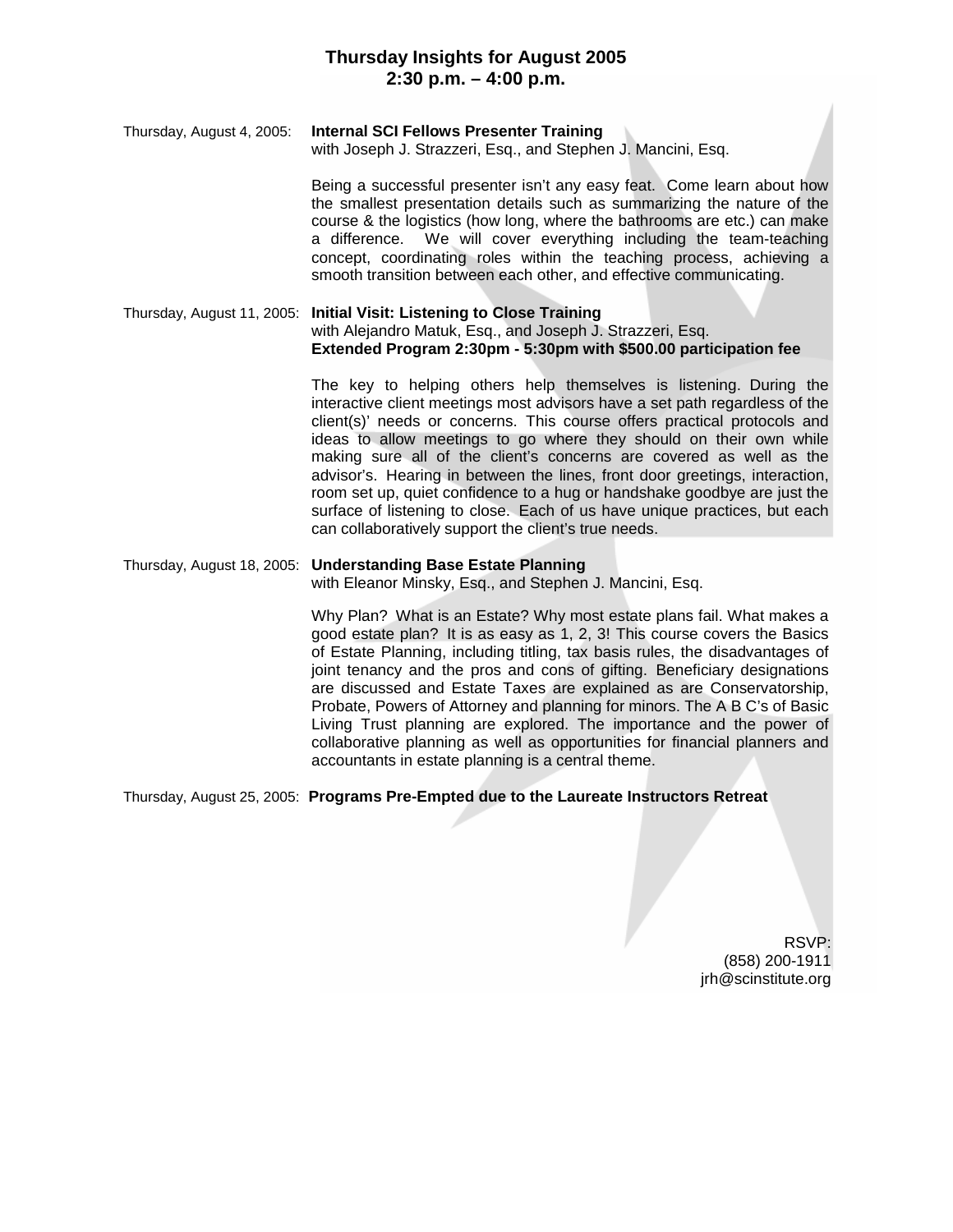# Thursday Insights for August 2005
## 2:30 p.m. – 4:00 p.m.

Thursday, August 4, 2005: **Internal SCI Fellows Presenter Training**
with Joseph J. Strazzeri, Esq., and Stephen J. Mancini, Esq.

Being a successful presenter isn't any easy feat. Come learn about how the smallest presentation details such as summarizing the nature of the course & the logistics (how long, where the bathrooms are etc.) can make a difference. We will cover everything including the team-teaching concept, coordinating roles within the teaching process, achieving a smooth transition between each other, and effective communicating.

Thursday, August 11, 2005: **Initial Visit: Listening to Close Training**
with Alejandro Matuk, Esq., and Joseph J. Strazzeri, Esq.
**Extended Program 2:30pm - 5:30pm with $500.00 participation fee**

The key to helping others help themselves is listening. During the interactive client meetings most advisors have a set path regardless of the client(s)' needs or concerns. This course offers practical protocols and ideas to allow meetings to go where they should on their own while making sure all of the client's concerns are covered as well as the advisor's. Hearing in between the lines, front door greetings, interaction, room set up, quiet confidence to a hug or handshake goodbye are just the surface of listening to close. Each of us have unique practices, but each can collaboratively support the client's true needs.

Thursday, August 18, 2005: **Understanding Base Estate Planning**
with Eleanor Minsky, Esq., and Stephen J. Mancini, Esq.

Why Plan? What is an Estate? Why most estate plans fail. What makes a good estate plan? It is as easy as 1, 2, 3! This course covers the Basics of Estate Planning, including titling, tax basis rules, the disadvantages of joint tenancy and the pros and cons of gifting. Beneficiary designations are discussed and Estate Taxes are explained as are Conservatorship, Probate, Powers of Attorney and planning for minors. The A B C's of Basic Living Trust planning are explored. The importance and the power of collaborative planning as well as opportunities for financial planners and accountants in estate planning is a central theme.

Thursday, August 25, 2005: **Programs Pre-Empted due to the Laureate Instructors Retreat**

RSVP:
(858) 200-1911
jrh@scinstitute.org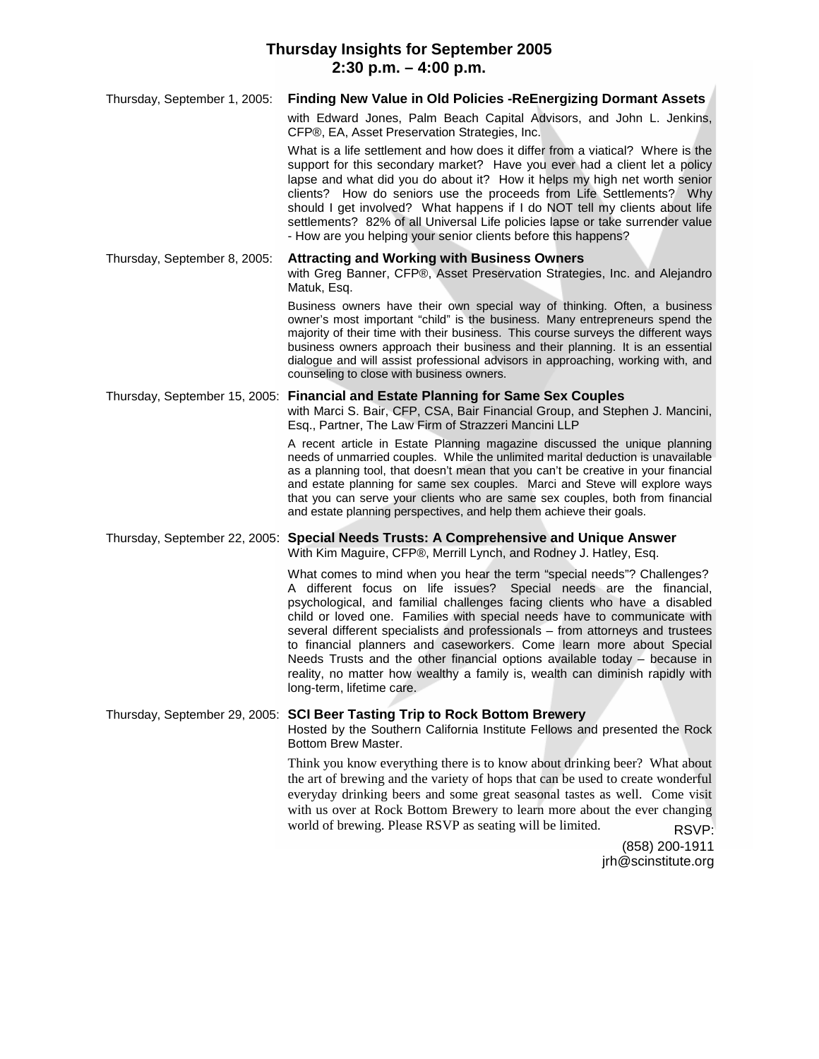## Thursday Insights for September 2005
## 2:30 p.m. – 4:00 p.m.

**Thursday, September 1, 2005: Finding New Value in Old Policies -ReEnergizing Dormant Assets**

with Edward Jones, Palm Beach Capital Advisors, and John L. Jenkins, CFP®, EA, Asset Preservation Strategies, Inc.

What is a life settlement and how does it differ from a viatical? Where is the support for this secondary market? Have you ever had a client let a policy lapse and what did you do about it? How it helps my high net worth senior clients? How do seniors use the proceeds from Life Settlements? Why should I get involved? What happens if I do NOT tell my clients about life settlements? 82% of all Universal Life policies lapse or take surrender value - How are you helping your senior clients before this happens?

**Thursday, September 8, 2005: Attracting and Working with Business Owners**

with Greg Banner, CFP®, Asset Preservation Strategies, Inc. and Alejandro Matuk, Esq.

Business owners have their own special way of thinking. Often, a business owner's most important "child" is the business. Many entrepreneurs spend the majority of their time with their business. This course surveys the different ways business owners approach their business and their planning. It is an essential dialogue and will assist professional advisors in approaching, working with, and counseling to close with business owners.

**Thursday, September 15, 2005: Financial and Estate Planning for Same Sex Couples**

with Marci S. Bair, CFP, CSA, Bair Financial Group, and Stephen J. Mancini, Esq., Partner, The Law Firm of Strazzeri Mancini LLP

A recent article in Estate Planning magazine discussed the unique planning needs of unmarried couples. While the unlimited marital deduction is unavailable as a planning tool, that doesn't mean that you can't be creative in your financial and estate planning for same sex couples. Marci and Steve will explore ways that you can serve your clients who are same sex couples, both from financial and estate planning perspectives, and help them achieve their goals.

**Thursday, September 22, 2005: Special Needs Trusts: A Comprehensive and Unique Answer**

With Kim Maguire, CFP®, Merrill Lynch, and Rodney J. Hatley, Esq.

What comes to mind when you hear the term "special needs"? Challenges? A different focus on life issues? Special needs are the financial, psychological, and familial challenges facing clients who have a disabled child or loved one. Families with special needs have to communicate with several different specialists and professionals – from attorneys and trustees to financial planners and caseworkers. Come learn more about Special Needs Trusts and the other financial options available today – because in reality, no matter how wealthy a family is, wealth can diminish rapidly with long-term, lifetime care.

**Thursday, September 29, 2005: SCI Beer Tasting Trip to Rock Bottom Brewery**

Hosted by the Southern California Institute Fellows and presented the Rock Bottom Brew Master.

Think you know everything there is to know about drinking beer? What about the art of brewing and the variety of hops that can be used to create wonderful everyday drinking beers and some great seasonal tastes as well. Come visit with us over at Rock Bottom Brewery to learn more about the ever changing world of brewing. Please RSVP as seating will be limited.

RSVP:
(858) 200-1911
jrh@scinstitute.org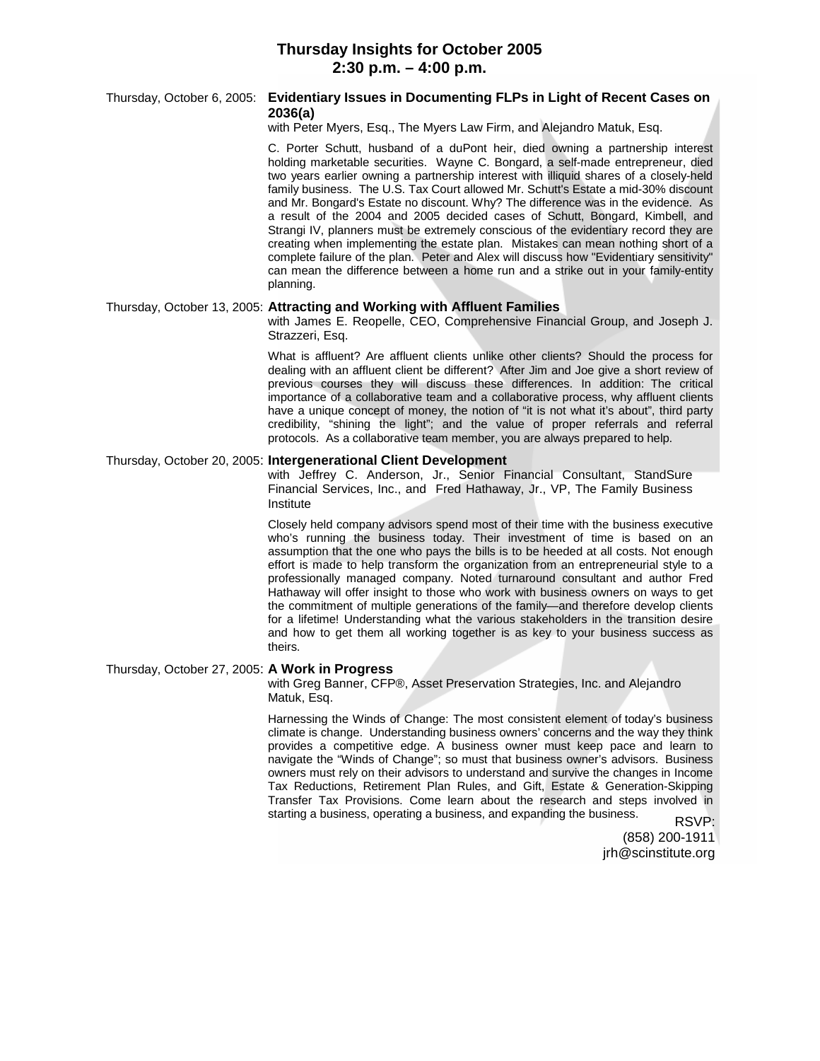# Thursday Insights for October 2005
## 2:30 p.m. – 4:00 p.m.

Thursday, October 6, 2005: **Evidentiary Issues in Documenting FLPs in Light of Recent Cases on 2036(a)**

with Peter Myers, Esq., The Myers Law Firm, and Alejandro Matuk, Esq.

C. Porter Schutt, husband of a duPont heir, died owning a partnership interest holding marketable securities. Wayne C. Bongard, a self-made entrepreneur, died two years earlier owning a partnership interest with illiquid shares of a closely-held family business. The U.S. Tax Court allowed Mr. Schutt's Estate a mid-30% discount and Mr. Bongard's Estate no discount. Why? The difference was in the evidence. As a result of the 2004 and 2005 decided cases of Schutt, Bongard, Kimbell, and Strangi IV, planners must be extremely conscious of the evidentiary record they are creating when implementing the estate plan. Mistakes can mean nothing short of a complete failure of the plan. Peter and Alex will discuss how "Evidentiary sensitivity" can mean the difference between a home run and a strike out in your family-entity planning.

Thursday, October 13, 2005: **Attracting and Working with Affluent Families**

with James E. Reopelle, CEO, Comprehensive Financial Group, and Joseph J. Strazzeri, Esq.

What is affluent? Are affluent clients unlike other clients? Should the process for dealing with an affluent client be different? After Jim and Joe give a short review of previous courses they will discuss these differences. In addition: The critical importance of a collaborative team and a collaborative process, why affluent clients have a unique concept of money, the notion of "it is not what it's about", third party credibility, "shining the light"; and the value of proper referrals and referral protocols. As a collaborative team member, you are always prepared to help.

Thursday, October 20, 2005: **Intergenerational Client Development**

with Jeffrey C. Anderson, Jr., Senior Financial Consultant, StandSure Financial Services, Inc., and Fred Hathaway, Jr., VP, The Family Business Institute

Closely held company advisors spend most of their time with the business executive who's running the business today. Their investment of time is based on an assumption that the one who pays the bills is to be heeded at all costs. Not enough effort is made to help transform the organization from an entrepreneurial style to a professionally managed company. Noted turnaround consultant and author Fred Hathaway will offer insight to those who work with business owners on ways to get the commitment of multiple generations of the family—and therefore develop clients for a lifetime! Understanding what the various stakeholders in the transition desire and how to get them all working together is as key to your business success as theirs.

Thursday, October 27, 2005: **A Work in Progress**

with Greg Banner, CFP®, Asset Preservation Strategies, Inc. and Alejandro Matuk, Esq.

Harnessing the Winds of Change: The most consistent element of today's business climate is change. Understanding business owners' concerns and the way they think provides a competitive edge. A business owner must keep pace and learn to navigate the "Winds of Change"; so must that business owner's advisors. Business owners must rely on their advisors to understand and survive the changes in Income Tax Reductions, Retirement Plan Rules, and Gift, Estate & Generation-Skipping Transfer Tax Provisions. Come learn about the research and steps involved in starting a business, operating a business, and expanding the business.

RSVP:
(858) 200-1911
jrh@scinstitute.org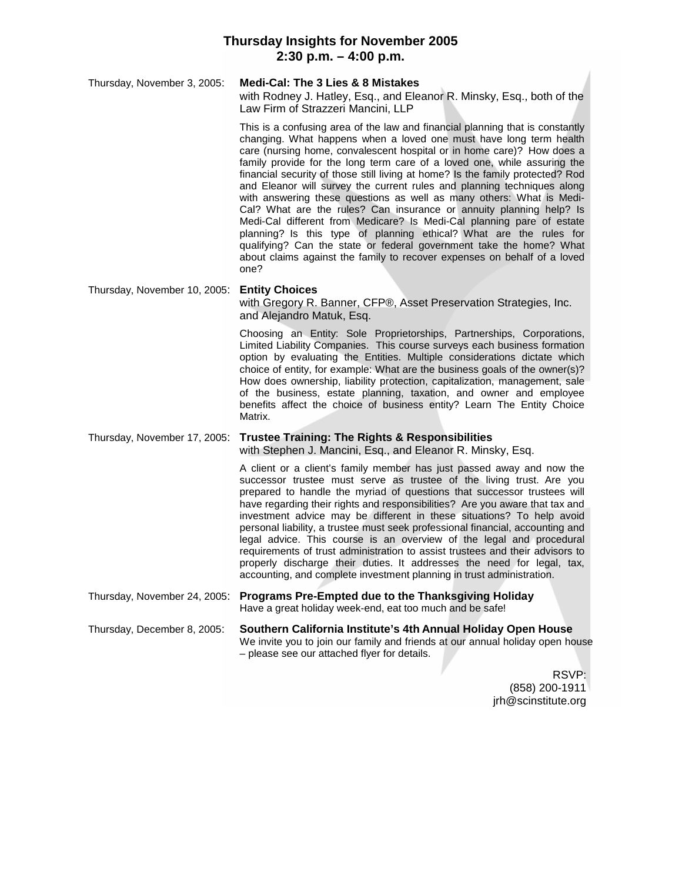# Thursday Insights for November 2005
## 2:30 p.m. – 4:00 p.m.

Thursday, November 3, 2005: **Medi-Cal: The 3 Lies & 8 Mistakes**
with Rodney J. Hatley, Esq., and Eleanor R. Minsky, Esq., both of the Law Firm of Strazzeri Mancini, LLP

This is a confusing area of the law and financial planning that is constantly changing. What happens when a loved one must have long term health care (nursing home, convalescent hospital or in home care)? How does a family provide for the long term care of a loved one, while assuring the financial security of those still living at home? Is the family protected? Rod and Eleanor will survey the current rules and planning techniques along with answering these questions as well as many others: What is Medi-Cal? What are the rules? Can insurance or annuity planning help? Is Medi-Cal different from Medicare? Is Medi-Cal planning pare of estate planning? Is this type of planning ethical? What are the rules for qualifying? Can the state or federal government take the home? What about claims against the family to recover expenses on behalf of a loved one?

Thursday, November 10, 2005: **Entity Choices**
with Gregory R. Banner, CFP®, Asset Preservation Strategies, Inc. and Alejandro Matuk, Esq.

Choosing an Entity: Sole Proprietorships, Partnerships, Corporations, Limited Liability Companies. This course surveys each business formation option by evaluating the Entities. Multiple considerations dictate which choice of entity, for example: What are the business goals of the owner(s)? How does ownership, liability protection, capitalization, management, sale of the business, estate planning, taxation, and owner and employee benefits affect the choice of business entity? Learn The Entity Choice Matrix.

Thursday, November 17, 2005: **Trustee Training: The Rights & Responsibilities**
with Stephen J. Mancini, Esq., and Eleanor R. Minsky, Esq.

A client or a client's family member has just passed away and now the successor trustee must serve as trustee of the living trust. Are you prepared to handle the myriad of questions that successor trustees will have regarding their rights and responsibilities? Are you aware that tax and investment advice may be different in these situations? To help avoid personal liability, a trustee must seek professional financial, accounting and legal advice. This course is an overview of the legal and procedural requirements of trust administration to assist trustees and their advisors to properly discharge their duties. It addresses the need for legal, tax, accounting, and complete investment planning in trust administration.

Thursday, November 24, 2005: **Programs Pre-Empted due to the Thanksgiving Holiday**
Have a great holiday week-end, eat too much and be safe!

Thursday, December 8, 2005: **Southern California Institute's 4th Annual Holiday Open House**
We invite you to join our family and friends at our annual holiday open house – please see our attached flyer for details.

RSVP:
(858) 200-1911
jrh@scinstitute.org